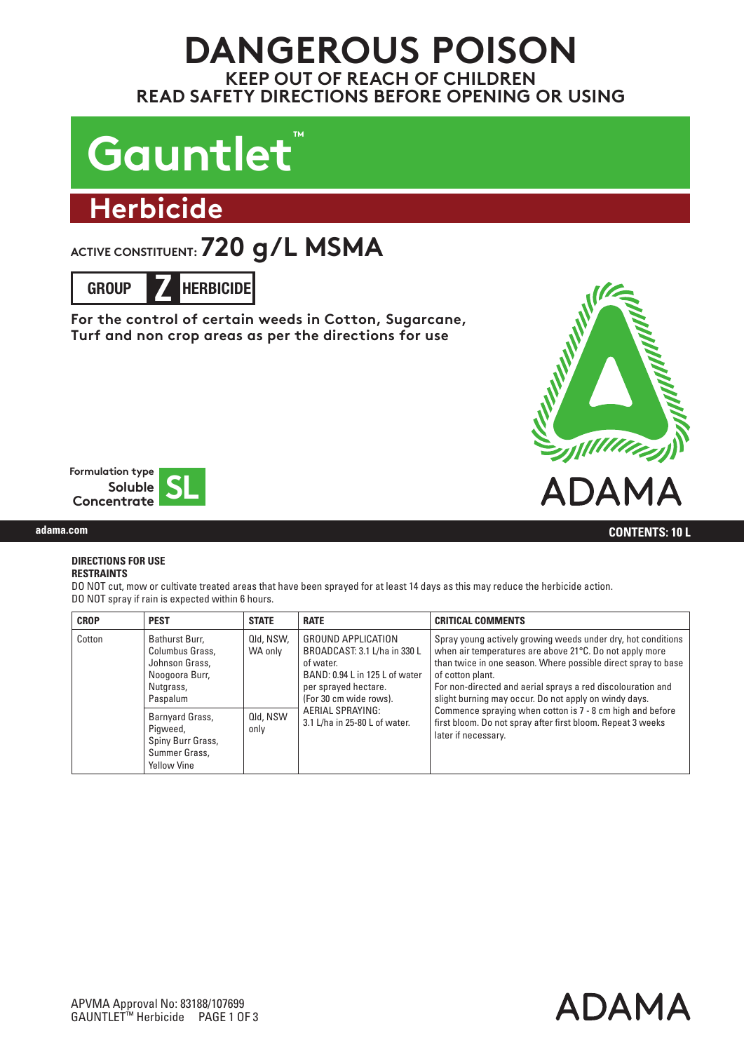# DANGEROUS POISON

**KEEP OUT OF REACH OF CHILDREN**
**READ SAFETY DIRECTIONS BEFORE OPENING OR USING**

# Gauntlet™

## Herbicide

ACTIVE CONSTITUENT: **720 g/L MSMA**

**GROUP Z HERBICIDE**

**For the control of certain weeds in Cotton, Sugarcane, Turf and non crop areas as per the directions for use**

Formulation type Soluble Concentrate **SL**

ADAMA

adama.com

**CONTENTS: 10 L**

**DIRECTIONS FOR USE**

**RESTRAINTS**

DO NOT cut, mow or cultivate treated areas that have been sprayed for at least 14 days as this may reduce the herbicide action.
DO NOT spray if rain is expected within 6 hours.

| CROP | PEST | STATE | RATE | CRITICAL COMMENTS |
|---|---|---|---|---|
| Cotton | Bathurst Burr, Columbus Grass, Johnson Grass, Noogoora Burr, Nutgrass, Paspalum | Qld, NSW, WA only | GROUND APPLICATION BROADCAST: 3.1 L/ha in 330 L of water. BAND: 0.94 L in 125 L of water per sprayed hectare. (For 30 cm wide rows). AERIAL SPRAYING: 3.1 L/ha in 25-80 L of water. | Spray young actively growing weeds under dry, hot conditions when air temperatures are above 21°C. Do not apply more than twice in one season. Where possible direct spray to base of cotton plant. For non-directed and aerial sprays a red discolouration and slight burning may occur. Do not apply on windy days. Commence spraying when cotton is 7 - 8 cm high and before first bloom. Do not spray after first bloom. Repeat 3 weeks later if necessary. |
| | Barnyard Grass, Pigweed, Spiny Burr Grass, Summer Grass, Yellow Vine | Qld, NSW only | | |

APVMA Approval No: 83188/107699
GAUNTLET™ Herbicide

ADAMA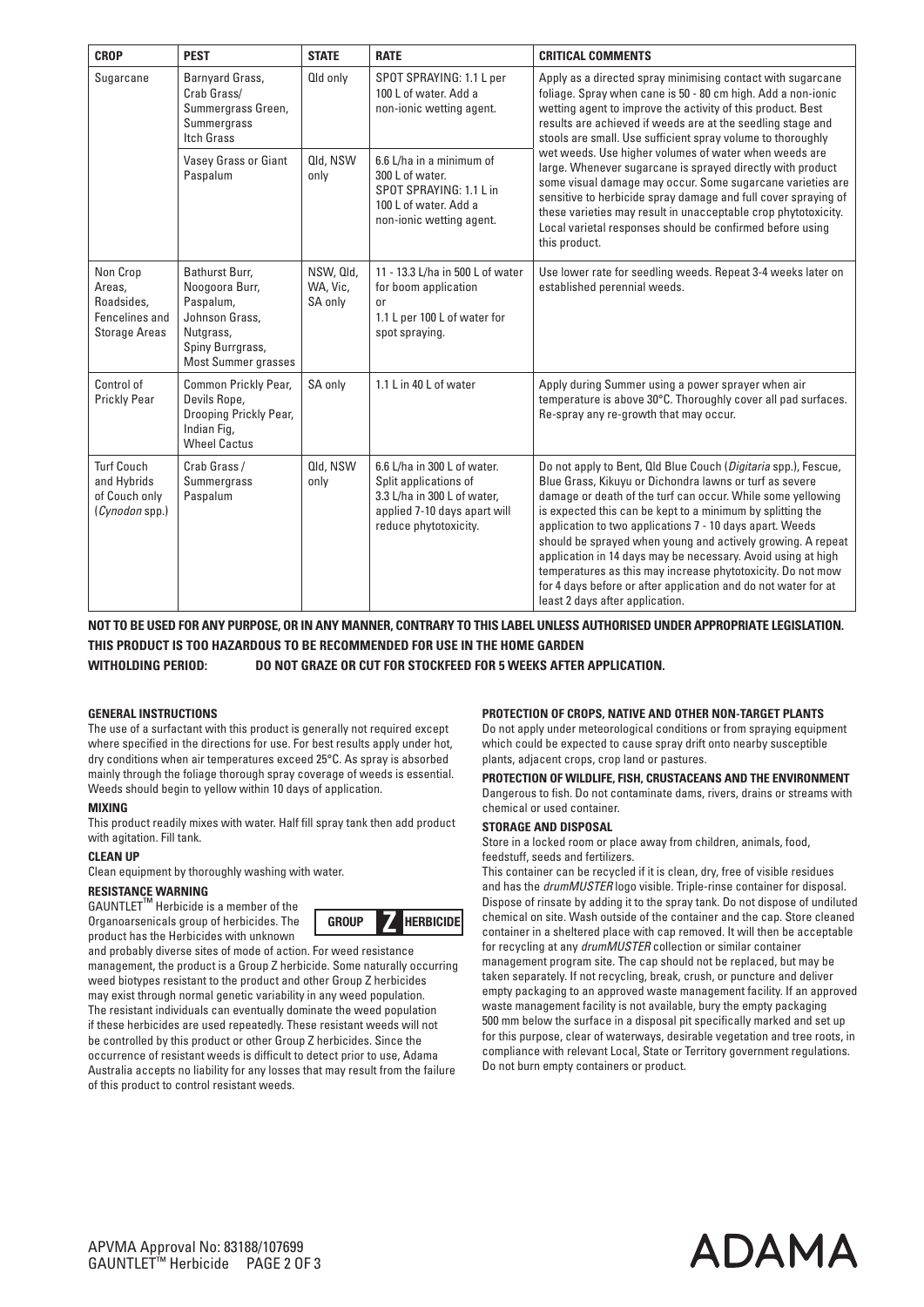| CROP | PEST | STATE | RATE | CRITICAL COMMENTS |
|---|---|---|---|---|
| Sugarcane | Barnyard Grass, Crab Grass/ Summergrass Green, Summergrass Itch Grass | Qld only | SPOT SPRAYING: 1.1 L per 100 L of water. Add a non-ionic wetting agent. | Apply as a directed spray minimising contact with sugarcane foliage. Spray when cane is 50 - 80 cm high. Add a non-ionic wetting agent to improve the activity of this product. Best results are achieved if weeds are at the seedling stage and stools are small. Use sufficient spray volume to thoroughly wet weeds. Use higher volumes of water when weeds are large. Whenever sugarcane is sprayed directly with product some visual damage may occur. Some sugarcane varieties are sensitive to herbicide spray damage and full cover spraying of these varieties may result in unacceptable crop phytotoxicity. Local varietal responses should be confirmed before using this product. |
| | Vasey Grass or Giant Paspalum | Qld, NSW only | 6.6 L/ha in a minimum of 300 L of water. SPOT SPRAYING: 1.1 L in 100 L of water. Add a non-ionic wetting agent. | |
| Non Crop Areas, Roadsides, Fencelines and Storage Areas | Bathurst Burr, Noogoora Burr, Paspalum, Johnson Grass, Nutgrass, Spiny Burrgrass, Most Summer grasses | NSW, Qld, WA, Vic, SA only | 11 - 13.3 L/ha in 500 L of water for boom application or 1.1 L per 100 L of water for spot spraying. | Use lower rate for seedling weeds. Repeat 3-4 weeks later on established perennial weeds. |
| Control of Prickly Pear | Common Prickly Pear, Devils Rope, Drooping Prickly Pear, Indian Fig, Wheel Cactus | SA only | 1.1 L in 40 L of water | Apply during Summer using a power sprayer when air temperature is above 30°C. Thoroughly cover all pad surfaces. Re-spray any re-growth that may occur. |
| Turf Couch and Hybrids of Couch only (*Cynodon* spp.) | Crab Grass / Summergrass Paspalum | Qld, NSW only | 6.6 L/ha in 300 L of water. Split applications of 3.3 L/ha in 300 L of water, applied 7-10 days apart will reduce phytotoxicity. | Do not apply to Bent, Qld Blue Couch (*Digitaria* spp.), Fescue, Blue Grass, Kikuyu or Dichondra lawns or turf as severe damage or death of the turf can occur. While some yellowing is expected this can be kept to a minimum by splitting the application to two applications 7 - 10 days apart. Weeds should be sprayed when young and actively growing. A repeat application in 14 days may be necessary. Avoid using at high temperatures as this may increase phytotoxicity. Do not mow for 4 days before or after application and do not water for at least 2 days after application. |

**NOT TO BE USED FOR ANY PURPOSE, OR IN ANY MANNER, CONTRARY TO THIS LABEL UNLESS AUTHORISED UNDER APPROPRIATE LEGISLATION.**

**THIS PRODUCT IS TOO HAZARDOUS TO BE RECOMMENDED FOR USE IN THE HOME GARDEN**

**WITHOLDING PERIOD: DO NOT GRAZE OR CUT FOR STOCKFEED FOR 5 WEEKS AFTER APPLICATION.**

### GENERAL INSTRUCTIONS

The use of a surfactant with this product is generally not required except where specified in the directions for use. For best results apply under hot, dry conditions when air temperatures exceed 25°C. As spray is absorbed mainly through the foliage thorough spray coverage of weeds is essential. Weeds should begin to yellow within 10 days of application.

### MIXING

This product readily mixes with water. Half fill spray tank then add product with agitation. Fill tank.

### CLEAN UP

Clean equipment by thoroughly washing with water.

### RESISTANCE WARNING

GAUNTLET™ Herbicide is a member of the Organoarsenicals group of herbicides. The product has the Herbicides with unknown and probably diverse sites of mode of action. For weed resistance management, the product is a Group Z herbicide. Some naturally occurring weed biotypes resistant to the product and other Group Z herbicides may exist through normal genetic variability in any weed population. The resistant individuals can eventually dominate the weed population if these herbicides are used repeatedly. These resistant weeds will not be controlled by this product or other Group Z herbicides. Since the occurrence of resistant weeds is difficult to detect prior to use, Adama Australia accepts no liability for any losses that may result from the failure of this product to control resistant weeds.

**GROUP Z HERBICIDE**

### PROTECTION OF CROPS, NATIVE AND OTHER NON-TARGET PLANTS

Do not apply under meteorological conditions or from spraying equipment which could be expected to cause spray drift onto nearby susceptible plants, adjacent crops, crop land or pastures.

### PROTECTION OF WILDLIFE, FISH, CRUSTACEANS AND THE ENVIRONMENT

Dangerous to fish. Do not contaminate dams, rivers, drains or streams with chemical or used container.

### STORAGE AND DISPOSAL

Store in a locked room or place away from children, animals, food, feedstuff, seeds and fertilizers.

This container can be recycled if it is clean, dry, free of visible residues and has the *drumMUSTER* logo visible. Triple-rinse container for disposal. Dispose of rinsate by adding it to the spray tank. Do not dispose of undiluted chemical on site. Wash outside of the container and the cap. Store cleaned container in a sheltered place with cap removed. It will then be acceptable for recycling at any *drumMUSTER* collection or similar container management program site. The cap should not be replaced, but may be taken separately. If not recycling, break, crush, or puncture and deliver empty packaging to an approved waste management facility. If an approved waste management facility is not available, bury the empty packaging 500 mm below the surface in a disposal pit specifically marked and set up for this purpose, clear of waterways, desirable vegetation and tree roots, in compliance with relevant Local, State or Territory government regulations. Do not burn empty containers or product.

APVMA Approval No: 83188/107699

ADAMA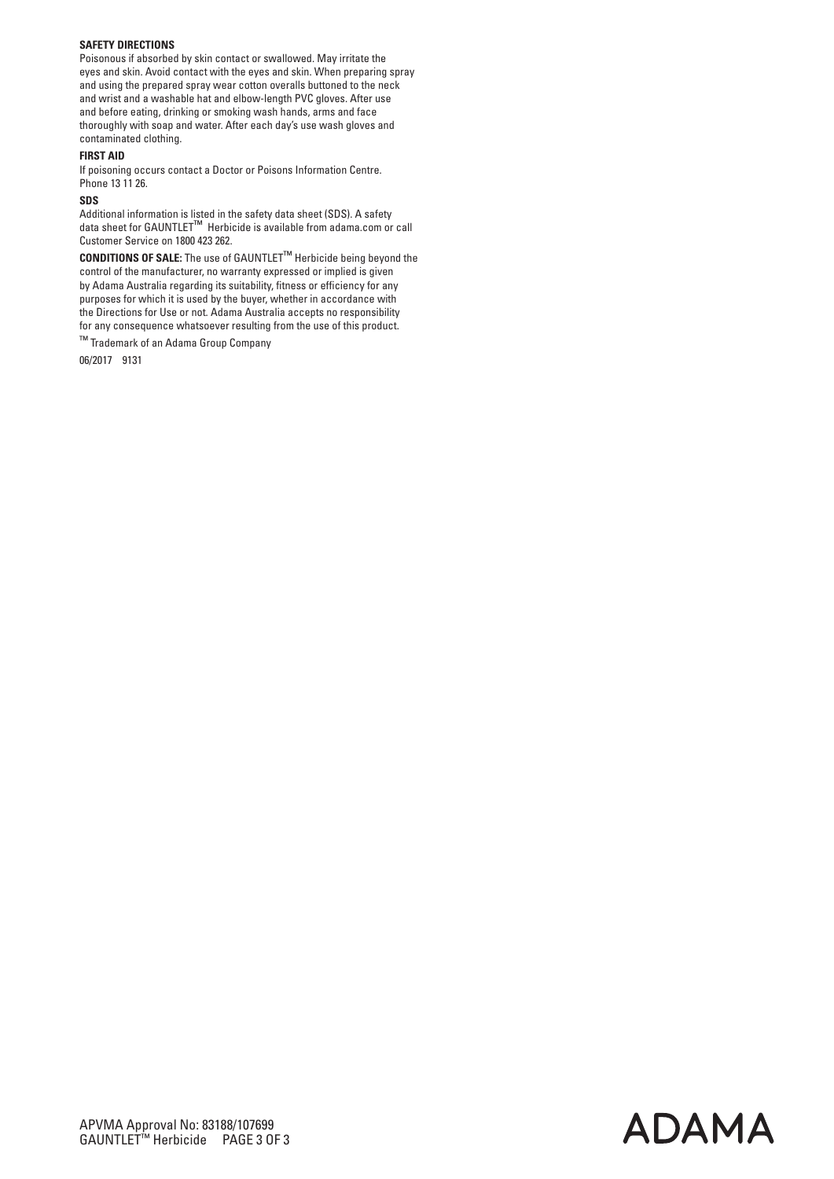## SAFETY DIRECTIONS

Poisonous if absorbed by skin contact or swallowed. May irritate the eyes and skin. Avoid contact with the eyes and skin. When preparing spray and using the prepared spray wear cotton overalls buttoned to the neck and wrist and a washable hat and elbow-length PVC gloves. After use and before eating, drinking or smoking wash hands, arms and face thoroughly with soap and water. After each day's use wash gloves and contaminated clothing.

## FIRST AID

If poisoning occurs contact a Doctor or Poisons Information Centre. Phone 13 11 26.

## SDS

Additional information is listed in the safety data sheet (SDS). A safety data sheet for GAUNTLET™ Herbicide is available from adama.com or call Customer Service on 1800 423 262.

**CONDITIONS OF SALE:** The use of GAUNTLET™ Herbicide being beyond the control of the manufacturer, no warranty expressed or implied is given by Adama Australia regarding its suitability, fitness or efficiency for any purposes for which it is used by the buyer, whether in accordance with the Directions for Use or not. Adama Australia accepts no responsibility for any consequence whatsoever resulting from the use of this product.

™ Trademark of an Adama Group Company

06/2017 9131

APVMA Approval No: 83188/107699

GAUNTLET™ Herbicide

ADAMA